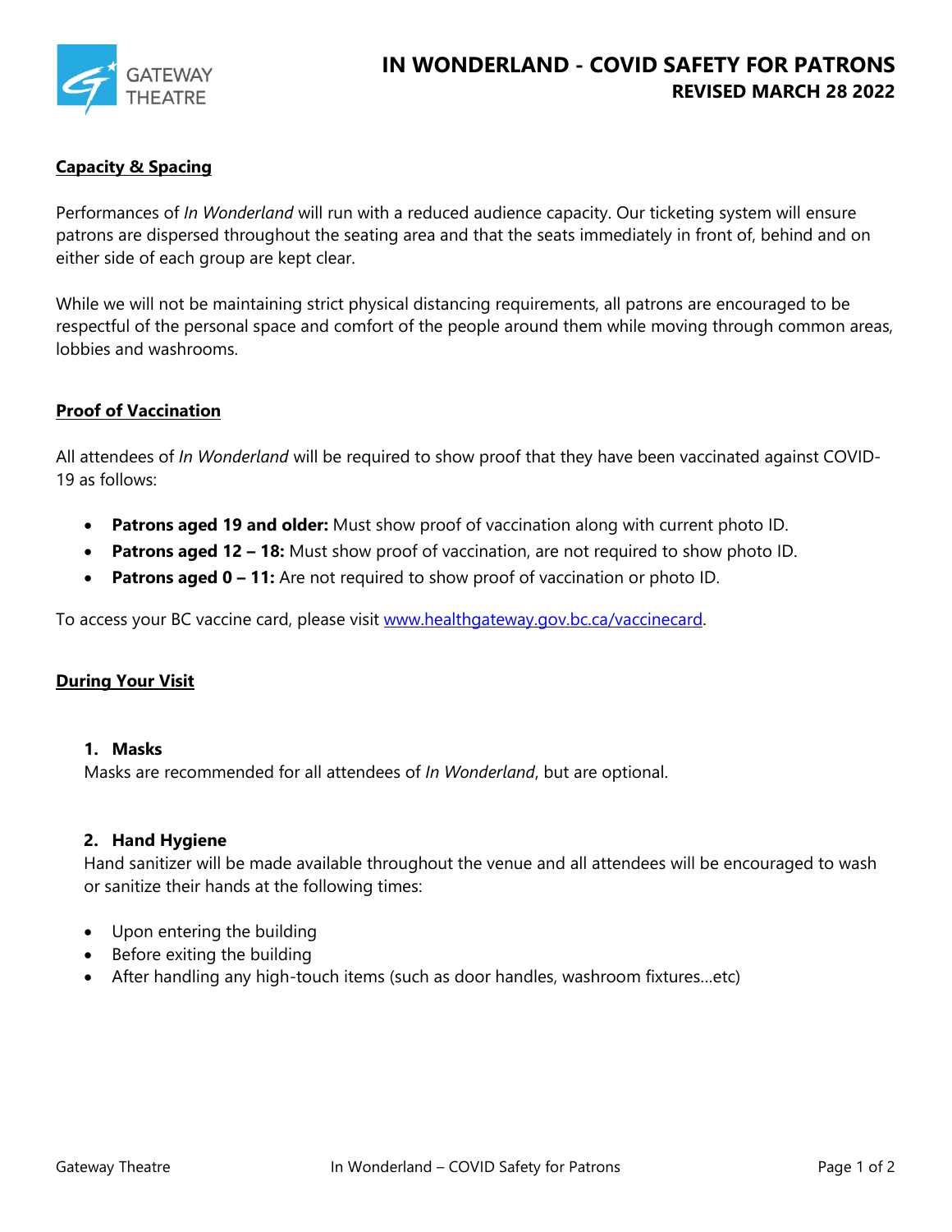GATEWAY THEATRE

# IN WONDERLAND - COVID SAFETY FOR PATRONS

## REVISED MARCH 28 2022

### Capacity & Spacing

Performances of *In Wonderland* will run with a reduced audience capacity. Our ticketing system will ensure patrons are dispersed throughout the seating area and that the seats immediately in front of, behind and on either side of each group are kept clear.

While we will not be maintaining strict physical distancing requirements, all patrons are encouraged to be respectful of the personal space and comfort of the people around them while moving through common areas, lobbies and washrooms.

### Proof of Vaccination

All attendees of *In Wonderland* will be required to show proof that they have been vaccinated against COVID-19 as follows:

- **Patrons aged 19 and older:** Must show proof of vaccination along with current photo ID.
- **Patrons aged 12 – 18:** Must show proof of vaccination, are not required to show photo ID.
- **Patrons aged 0 – 11:** Are not required to show proof of vaccination or photo ID.

To access your BC vaccine card, please visit [www.healthgateway.gov.bc.ca/vaccinecard](http://www.healthgateway.gov.bc.ca/vaccinecard).

### During Your Visit

1. **Masks**
   Masks are recommended for all attendees of *In Wonderland*, but are optional.

2. **Hand Hygiene**
   Hand sanitizer will be made available throughout the venue and all attendees will be encouraged to wash or sanitize their hands at the following times:

- Upon entering the building
- Before exiting the building
- After handling any high-touch items (such as door handles, washroom fixtures…etc)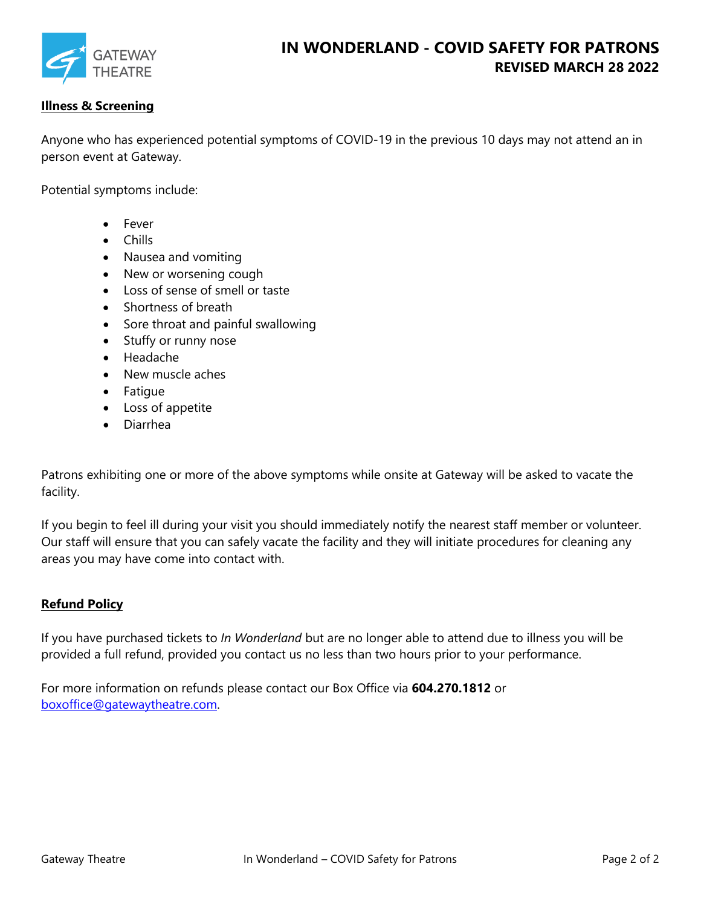# IN WONDERLAND - COVID SAFETY FOR PATRONS
## REVISED MARCH 28 2022

**Illness & Screening**

Anyone who has experienced potential symptoms of COVID-19 in the previous 10 days may not attend an in person event at Gateway.

Potential symptoms include:

- Fever
- Chills
- Nausea and vomiting
- New or worsening cough
- Loss of sense of smell or taste
- Shortness of breath
- Sore throat and painful swallowing
- Stuffy or runny nose
- Headache
- New muscle aches
- Fatigue
- Loss of appetite
- Diarrhea

Patrons exhibiting one or more of the above symptoms while onsite at Gateway will be asked to vacate the facility.

If you begin to feel ill during your visit you should immediately notify the nearest staff member or volunteer. Our staff will ensure that you can safely vacate the facility and they will initiate procedures for cleaning any areas you may have come into contact with.

**Refund Policy**

If you have purchased tickets to *In Wonderland* but are no longer able to attend due to illness you will be provided a full refund, provided you contact us no less than two hours prior to your performance.

For more information on refunds please contact our Box Office via **604.270.1812** or boxoffice@gatewaytheatre.com.